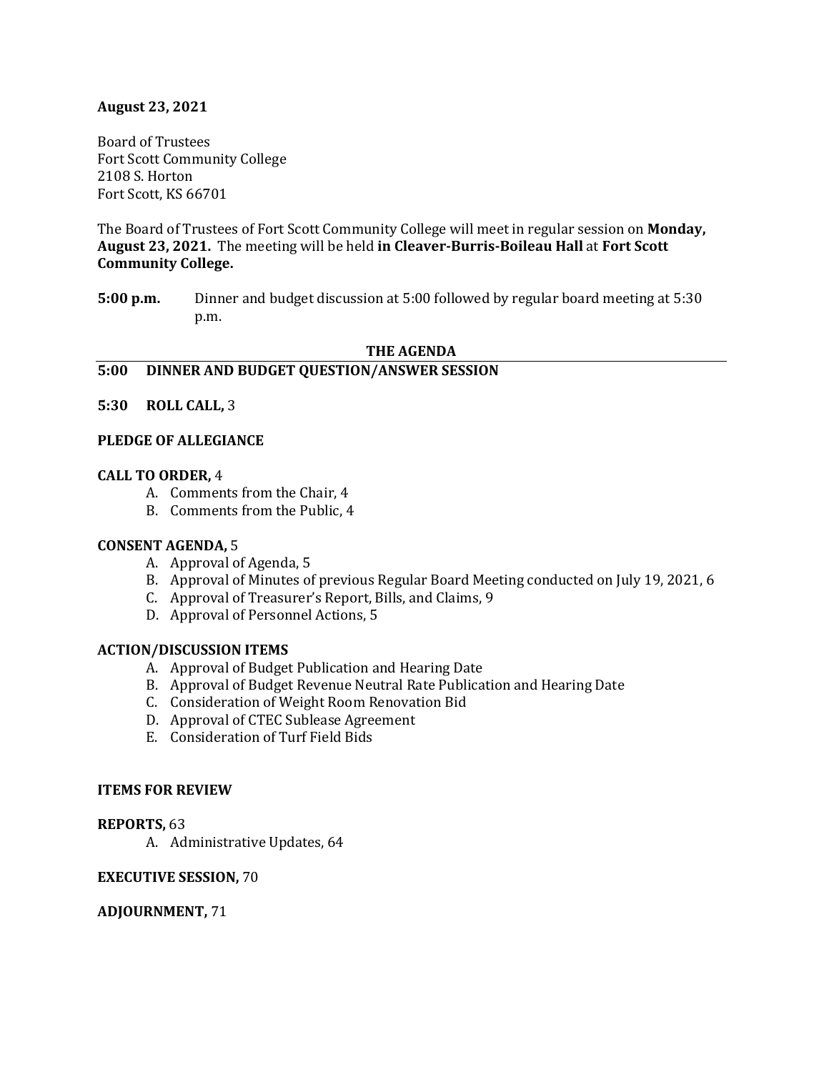**August 23, 2021**

Board of Trustees
Fort Scott Community College
2108 S. Horton
Fort Scott, KS 66701

The Board of Trustees of Fort Scott Community College will meet in regular session on **Monday, August 23, 2021.** The meeting will be held **in Cleaver-Burris-Boileau Hall** at **Fort Scott Community College.**

**5:00 p.m.** Dinner and budget discussion at 5:00 followed by regular board meeting at 5:30 p.m.

## THE AGENDA

**5:00 DINNER AND BUDGET QUESTION/ANSWER SESSION**

**5:30 ROLL CALL,** 3

**PLEDGE OF ALLEGIANCE**

**CALL TO ORDER,** 4

A. Comments from the Chair, 4
B. Comments from the Public, 4

**CONSENT AGENDA,** 5

A. Approval of Agenda, 5
B. Approval of Minutes of previous Regular Board Meeting conducted on July 19, 2021, 6
C. Approval of Treasurer's Report, Bills, and Claims, 9
D. Approval of Personnel Actions, 5

**ACTION/DISCUSSION ITEMS**

A. Approval of Budget Publication and Hearing Date
B. Approval of Budget Revenue Neutral Rate Publication and Hearing Date
C. Consideration of Weight Room Renovation Bid
D. Approval of CTEC Sublease Agreement
E. Consideration of Turf Field Bids

**ITEMS FOR REVIEW**

**REPORTS,** 63

A. Administrative Updates, 64

**EXECUTIVE SESSION,** 70

**ADJOURNMENT,** 71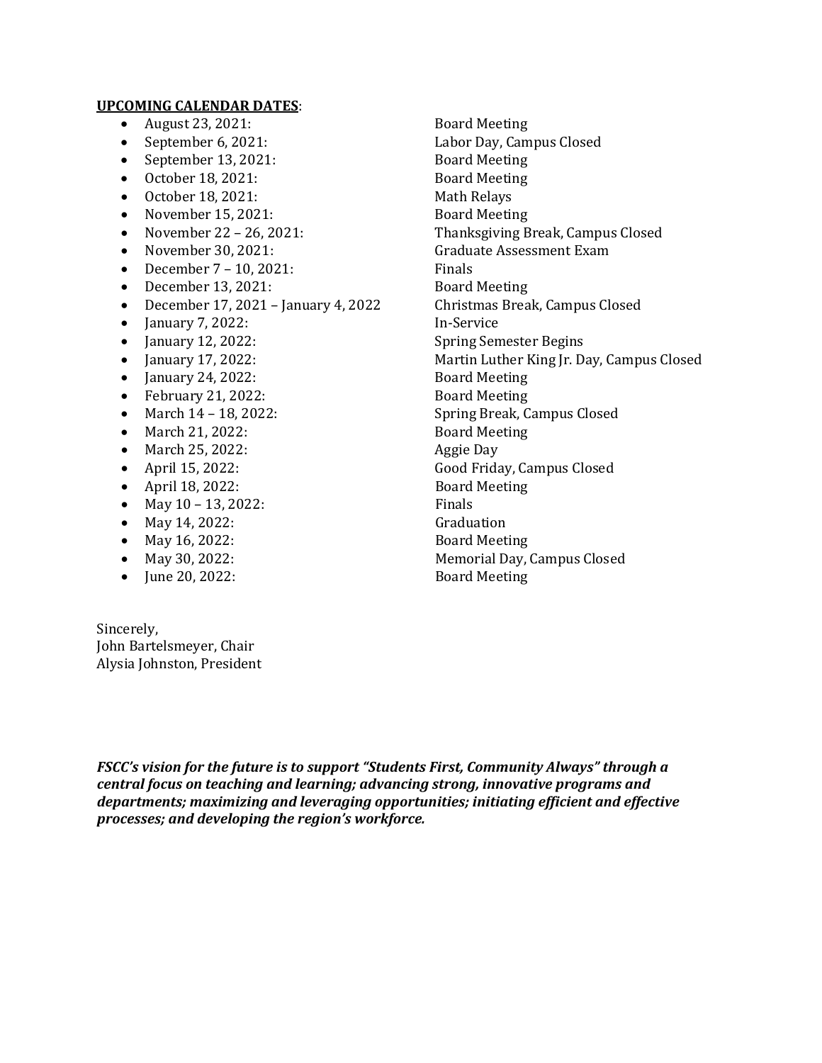**UPCOMING CALENDAR DATES**:

- August 23, 2021: Board Meeting
- September 6, 2021: Labor Day, Campus Closed
- September 13, 2021: Board Meeting
- October 18, 2021: Board Meeting
- October 18, 2021: Math Relays
- November 15, 2021: Board Meeting
- November 22 – 26, 2021: Thanksgiving Break, Campus Closed
- November 30, 2021: Graduate Assessment Exam
- December 7 – 10, 2021: Finals
- December 13, 2021: Board Meeting
- December 17, 2021 – January 4, 2022 Christmas Break, Campus Closed
- January 7, 2022: In-Service
- January 12, 2022: Spring Semester Begins
- January 17, 2022: Martin Luther King Jr. Day, Campus Closed
- January 24, 2022: Board Meeting
- February 21, 2022: Board Meeting
- March 14 – 18, 2022: Spring Break, Campus Closed
- March 21, 2022: Board Meeting
- March 25, 2022: Aggie Day
- April 15, 2022: Good Friday, Campus Closed
- April 18, 2022: Board Meeting
- May 10 – 13, 2022: Finals
- May 14, 2022: Graduation
- May 16, 2022: Board Meeting
- May 30, 2022: Memorial Day, Campus Closed
- June 20, 2022: Board Meeting

Sincerely,
John Bartelsmeyer, Chair
Alysia Johnston, President

***FSCC's vision for the future is to support "Students First, Community Always" through a central focus on teaching and learning; advancing strong, innovative programs and departments; maximizing and leveraging opportunities; initiating efficient and effective processes; and developing the region's workforce.***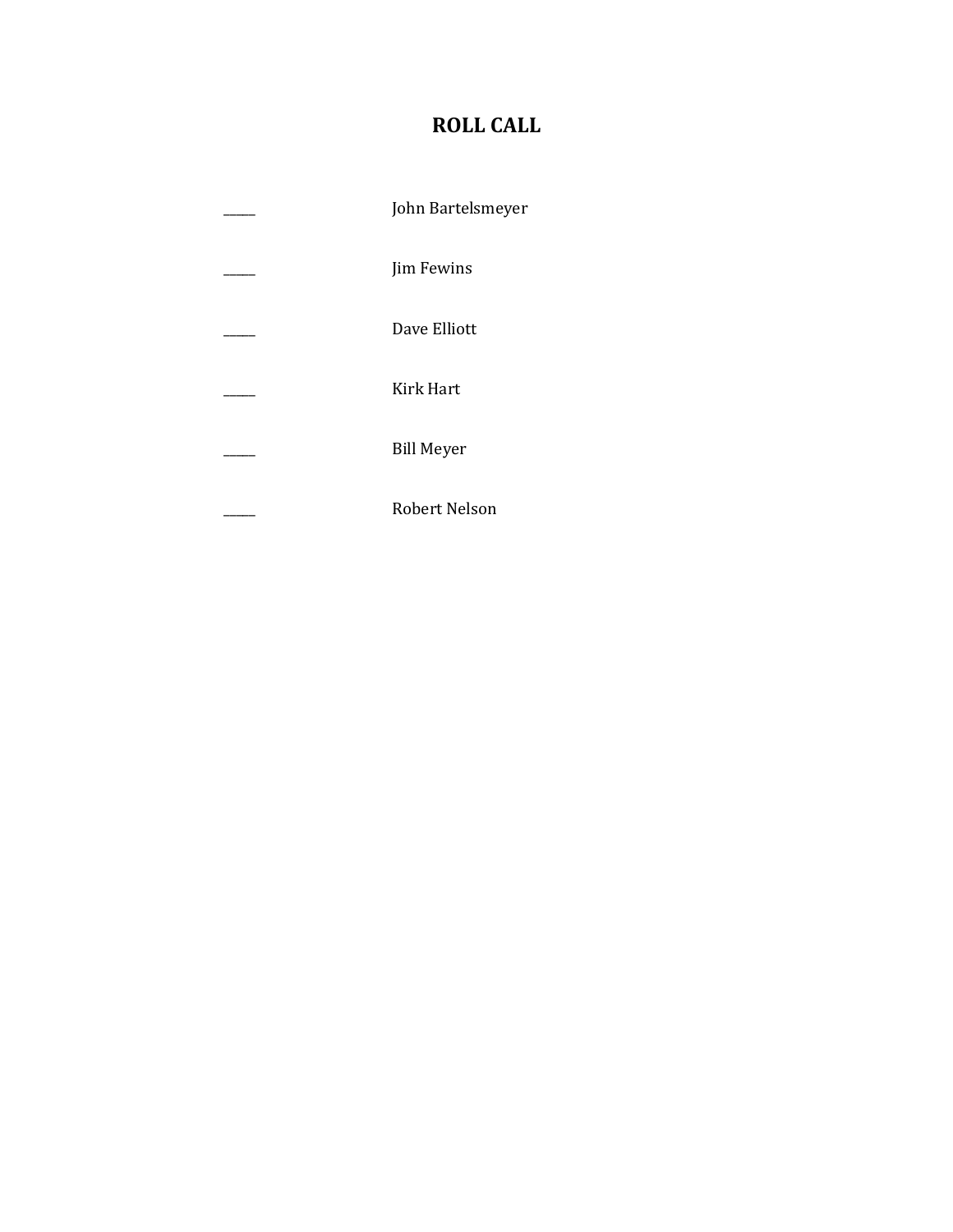# ROLL CALL

_____ John Bartelsmeyer

_____ Jim Fewins

_____ Dave Elliott

_____ Kirk Hart

_____ Bill Meyer

_____ Robert Nelson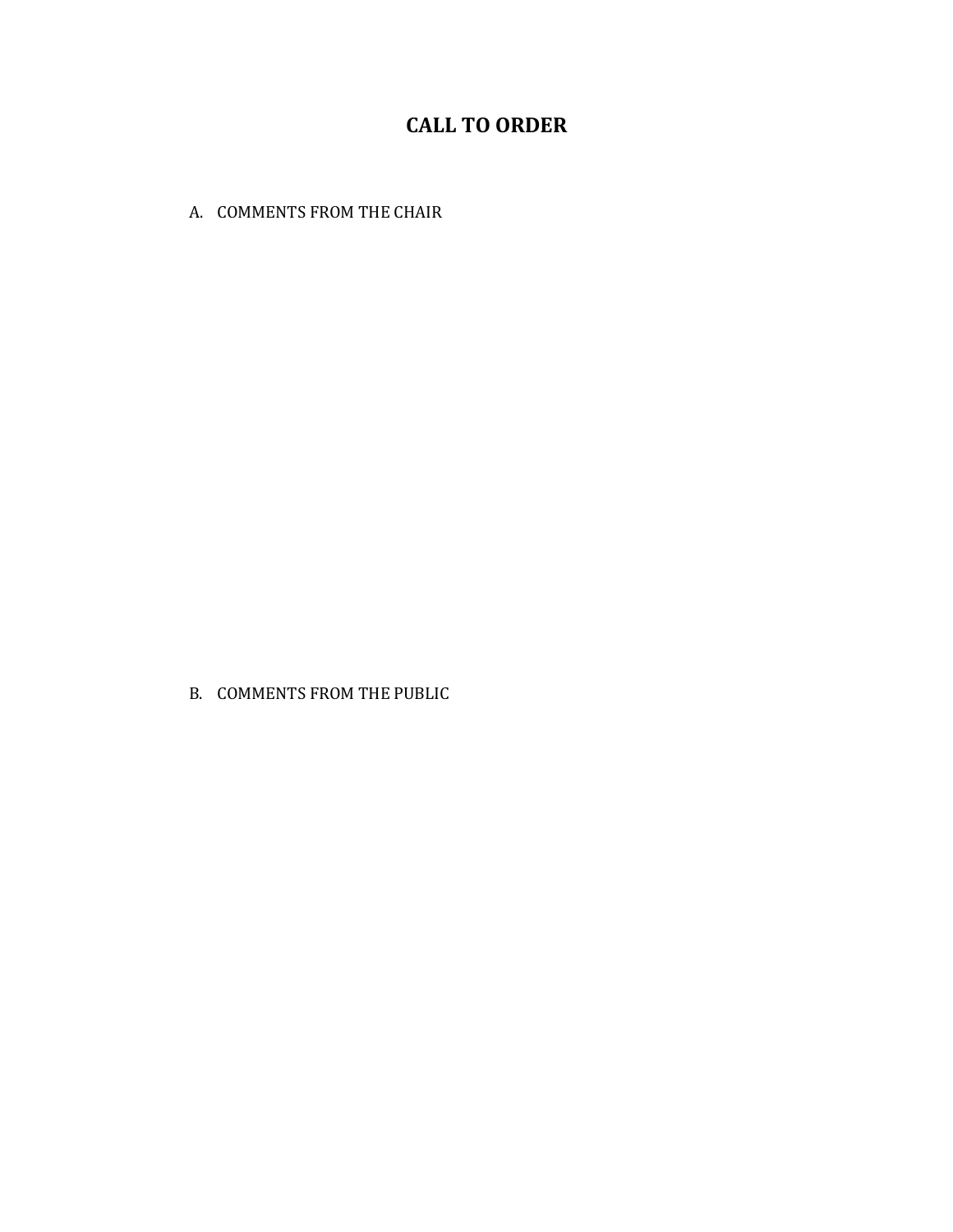# CALL TO ORDER

A. COMMENTS FROM THE CHAIR

B. COMMENTS FROM THE PUBLIC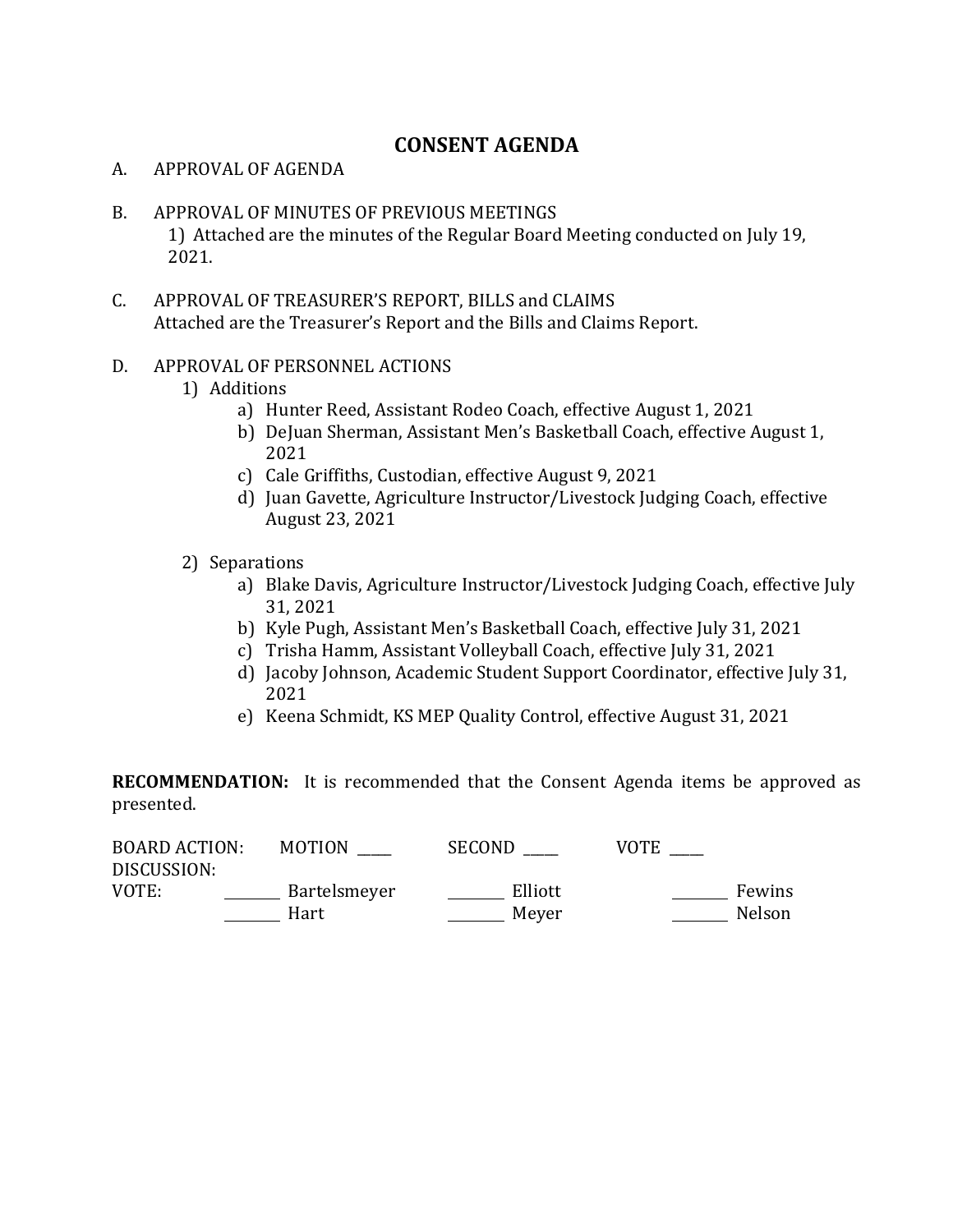# CONSENT AGENDA

A. APPROVAL OF AGENDA

B. APPROVAL OF MINUTES OF PREVIOUS MEETINGS
   1) Attached are the minutes of the Regular Board Meeting conducted on July 19, 2021.

C. APPROVAL OF TREASURER'S REPORT, BILLS and CLAIMS
   Attached are the Treasurer's Report and the Bills and Claims Report.

D. APPROVAL OF PERSONNEL ACTIONS
   1) Additions
      a) Hunter Reed, Assistant Rodeo Coach, effective August 1, 2021
      b) DeJuan Sherman, Assistant Men's Basketball Coach, effective August 1, 2021
      c) Cale Griffiths, Custodian, effective August 9, 2021
      d) Juan Gavette, Agriculture Instructor/Livestock Judging Coach, effective August 23, 2021

   2) Separations
      a) Blake Davis, Agriculture Instructor/Livestock Judging Coach, effective July 31, 2021
      b) Kyle Pugh, Assistant Men's Basketball Coach, effective July 31, 2021
      c) Trisha Hamm, Assistant Volleyball Coach, effective July 31, 2021
      d) Jacoby Johnson, Academic Student Support Coordinator, effective July 31, 2021
      e) Keena Schmidt, KS MEP Quality Control, effective August 31, 2021

**RECOMMENDATION:** It is recommended that the Consent Agenda items be approved as presented.

BOARD ACTION: MOTION \_\_\_\_ SECOND \_\_\_\_ VOTE \_\_\_\_

DISCUSSION:

VOTE: \_\_\_\_\_\_ Bartelsmeyer \_\_\_\_\_\_ Elliott \_\_\_\_\_\_ Fewins

\_\_\_\_\_\_ Hart \_\_\_\_\_\_ Meyer \_\_\_\_\_\_ Nelson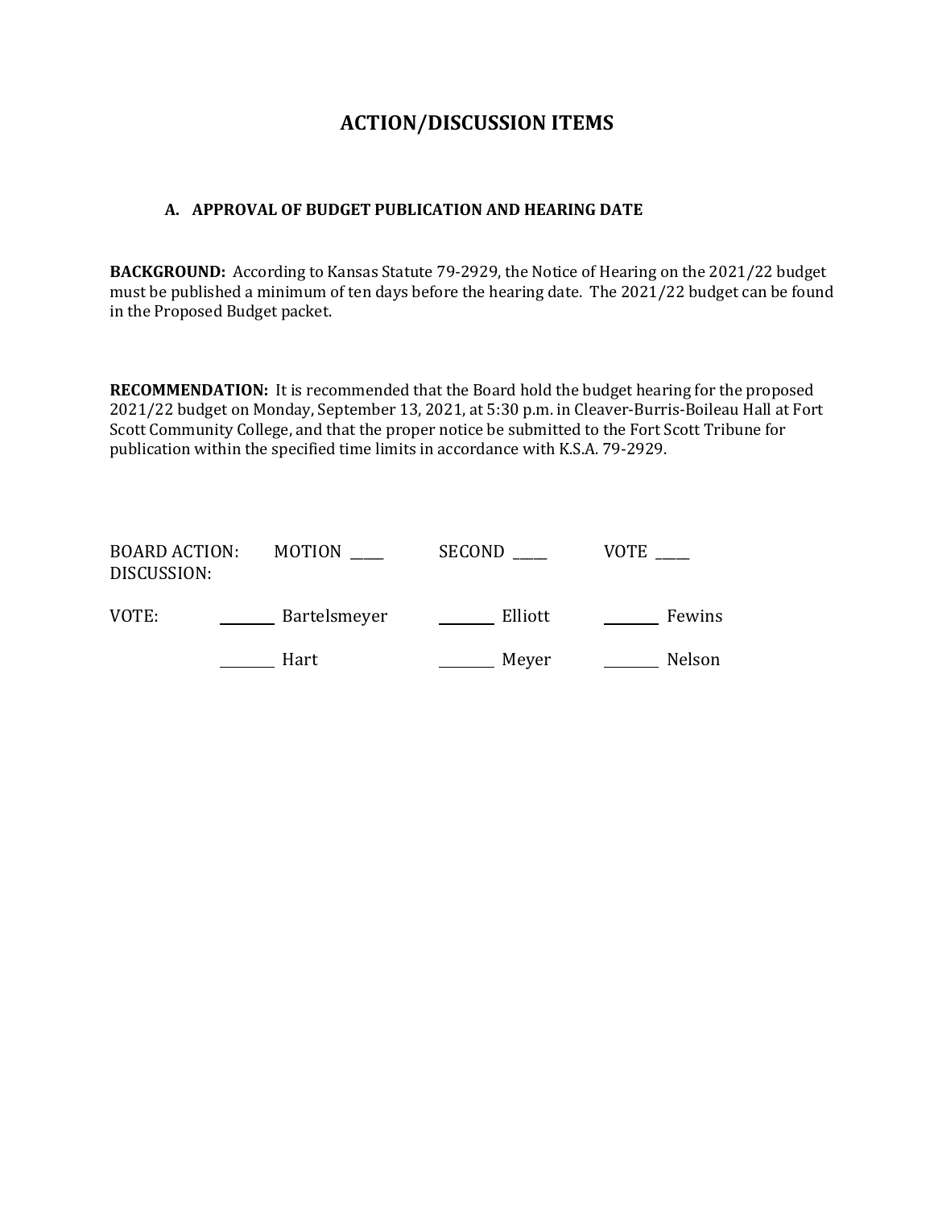# ACTION/DISCUSSION ITEMS

### A. APPROVAL OF BUDGET PUBLICATION AND HEARING DATE

**BACKGROUND:** According to Kansas Statute 79-2929, the Notice of Hearing on the 2021/22 budget must be published a minimum of ten days before the hearing date. The 2021/22 budget can be found in the Proposed Budget packet.

**RECOMMENDATION:** It is recommended that the Board hold the budget hearing for the proposed 2021/22 budget on Monday, September 13, 2021, at 5:30 p.m. in Cleaver-Burris-Boileau Hall at Fort Scott Community College, and that the proper notice be submitted to the Fort Scott Tribune for publication within the specified time limits in accordance with K.S.A. 79-2929.

BOARD ACTION: MOTION ____ SECOND ____ VOTE ____
DISCUSSION:

VOTE: _______ Bartelsmeyer _______ Elliott _______ Fewins

_______ Hart _______ Meyer _______ Nelson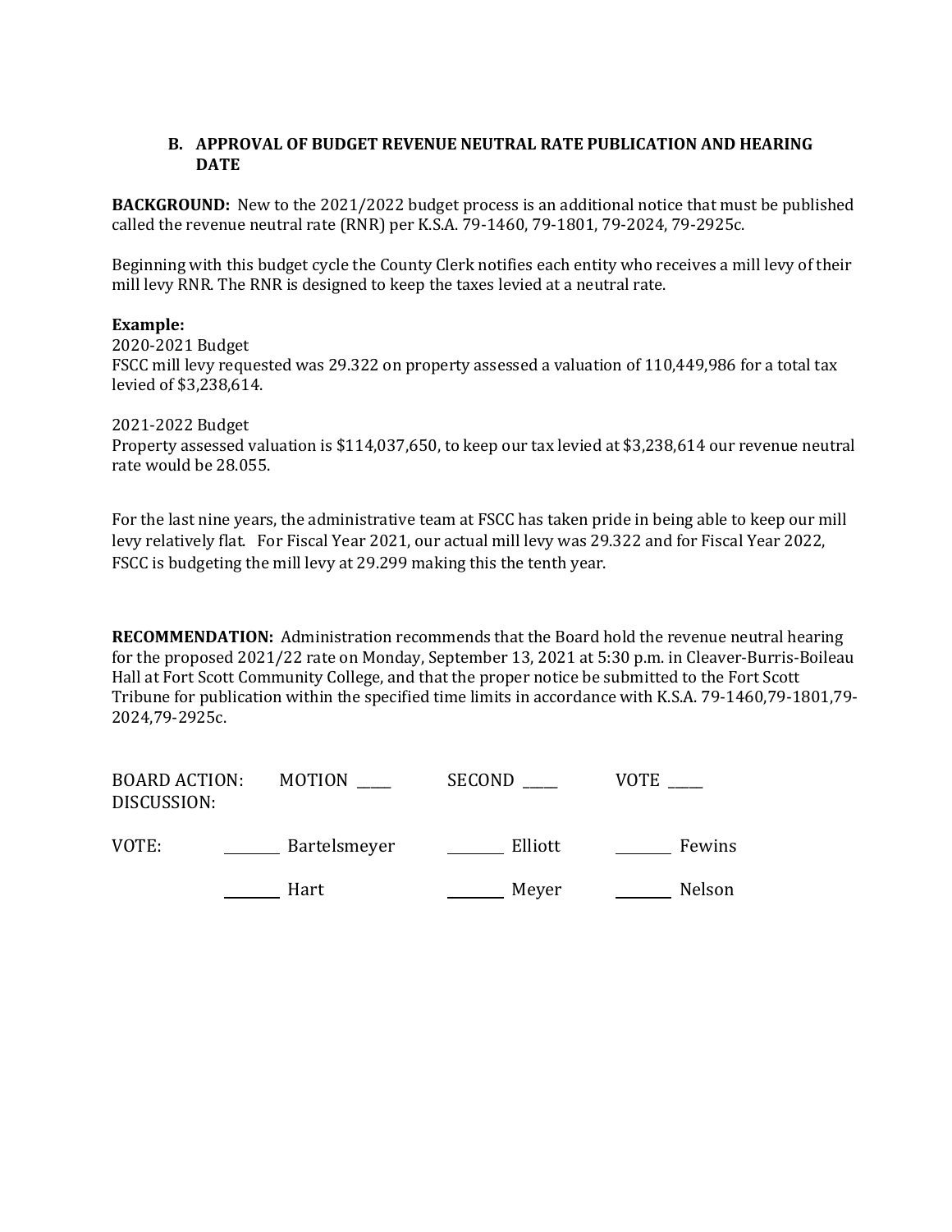### B. APPROVAL OF BUDGET REVENUE NEUTRAL RATE PUBLICATION AND HEARING DATE

**BACKGROUND:** New to the 2021/2022 budget process is an additional notice that must be published called the revenue neutral rate (RNR) per K.S.A. 79-1460, 79-1801, 79-2024, 79-2925c.

Beginning with this budget cycle the County Clerk notifies each entity who receives a mill levy of their mill levy RNR. The RNR is designed to keep the taxes levied at a neutral rate.

**Example:**
2020-2021 Budget
FSCC mill levy requested was 29.322 on property assessed a valuation of 110,449,986 for a total tax levied of $3,238,614.

2021-2022 Budget
Property assessed valuation is $114,037,650, to keep our tax levied at $3,238,614 our revenue neutral rate would be 28.055.

For the last nine years, the administrative team at FSCC has taken pride in being able to keep our mill levy relatively flat. For Fiscal Year 2021, our actual mill levy was 29.322 and for Fiscal Year 2022, FSCC is budgeting the mill levy at 29.299 making this the tenth year.

**RECOMMENDATION:** Administration recommends that the Board hold the revenue neutral hearing for the proposed 2021/22 rate on Monday, September 13, 2021 at 5:30 p.m. in Cleaver-Burris-Boileau Hall at Fort Scott Community College, and that the proper notice be submitted to the Fort Scott Tribune for publication within the specified time limits in accordance with K.S.A. 79-1460,79-1801,79-2024,79-2925c.

BOARD ACTION: MOTION _____ SECOND _____ VOTE _____
DISCUSSION:

VOTE: _______ Bartelsmeyer _______ Elliott _______ Fewins

_______ Hart _______ Meyer _______ Nelson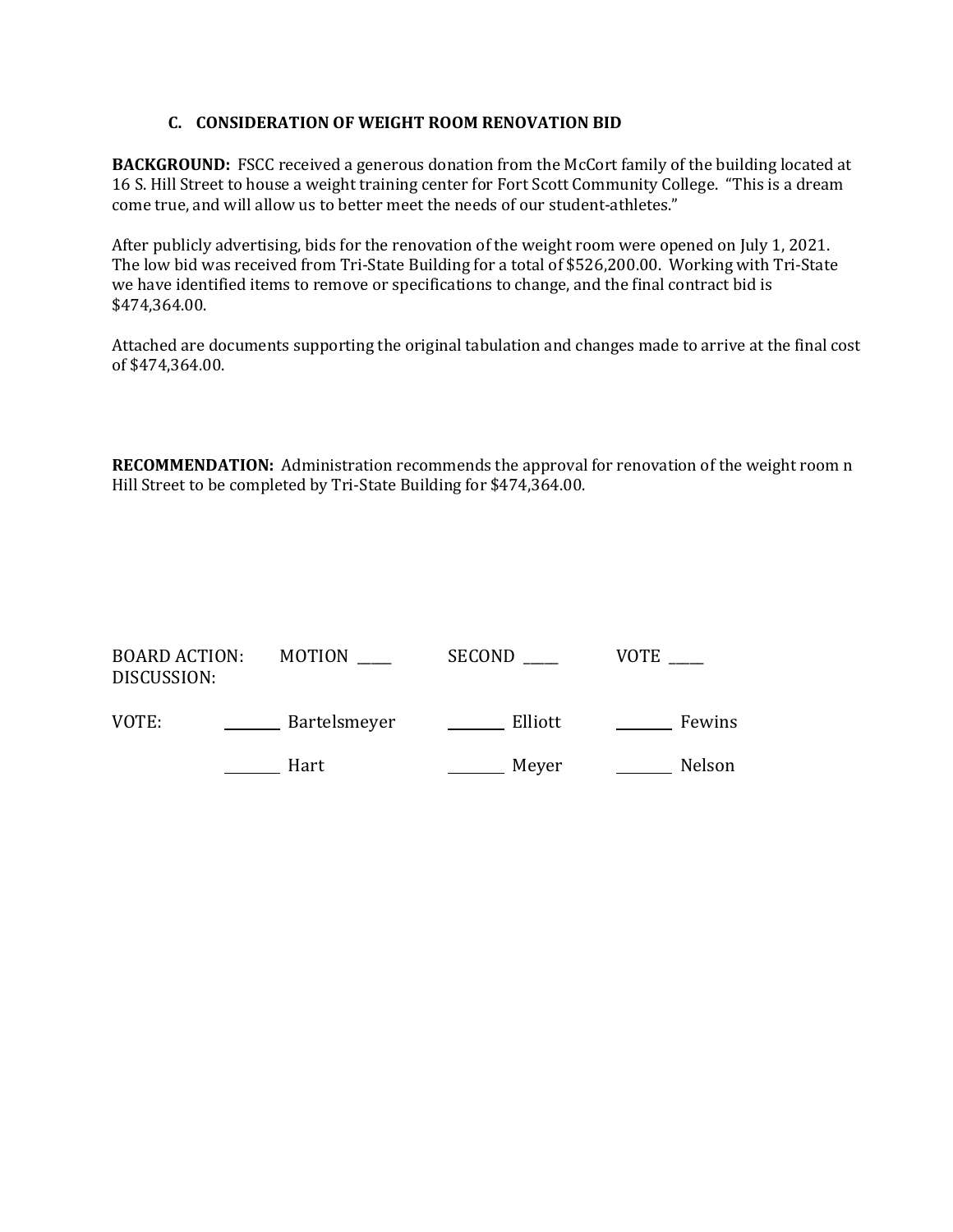### C. CONSIDERATION OF WEIGHT ROOM RENOVATION BID

**BACKGROUND:** FSCC received a generous donation from the McCort family of the building located at 16 S. Hill Street to house a weight training center for Fort Scott Community College. "This is a dream come true, and will allow us to better meet the needs of our student-athletes."

After publicly advertising, bids for the renovation of the weight room were opened on July 1, 2021. The low bid was received from Tri-State Building for a total of $526,200.00. Working with Tri-State we have identified items to remove or specifications to change, and the final contract bid is $474,364.00.

Attached are documents supporting the original tabulation and changes made to arrive at the final cost of $474,364.00.

**RECOMMENDATION:** Administration recommends the approval for renovation of the weight room n Hill Street to be completed by Tri-State Building for $474,364.00.

BOARD ACTION: MOTION _____ SECOND _____ VOTE _____

DISCUSSION:

VOTE: _______ Bartelsmeyer _______ Elliott _______ Fewins

_______ Hart _______ Meyer _______ Nelson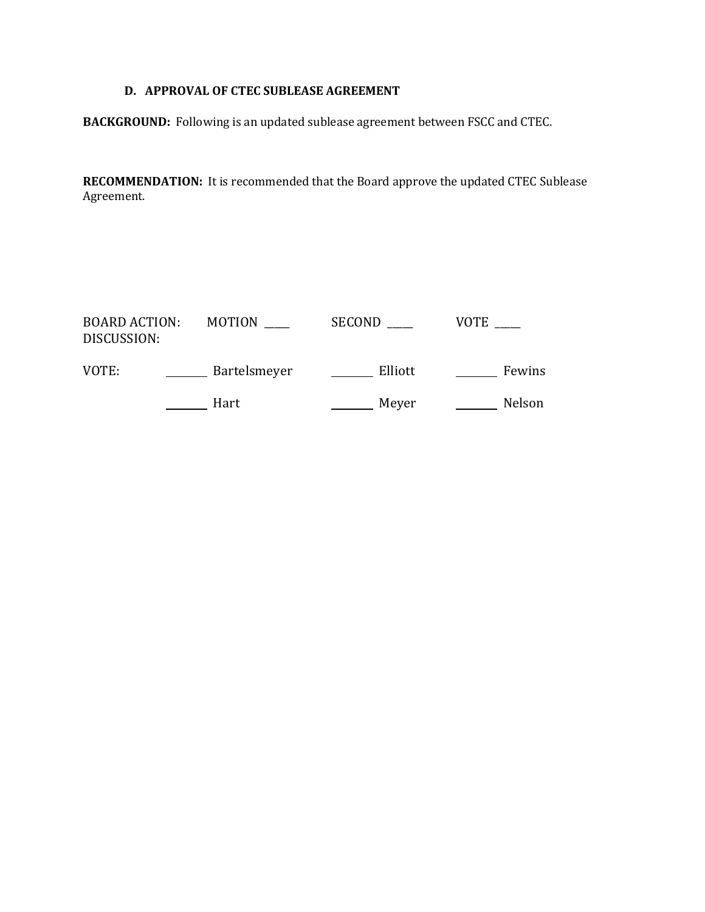### D. APPROVAL OF CTEC SUBLEASE AGREEMENT

**BACKGROUND:** Following is an updated sublease agreement between FSCC and CTEC.

**RECOMMENDATION:** It is recommended that the Board approve the updated CTEC Sublease Agreement.

BOARD ACTION: MOTION _____ SECOND _____ VOTE _____
DISCUSSION:

| VOTE: | ________ Bartelsmeyer | ________ Elliott | ________ Fewins |
|---|---|---|---|
| | ________ Hart | ________ Meyer | ________ Nelson |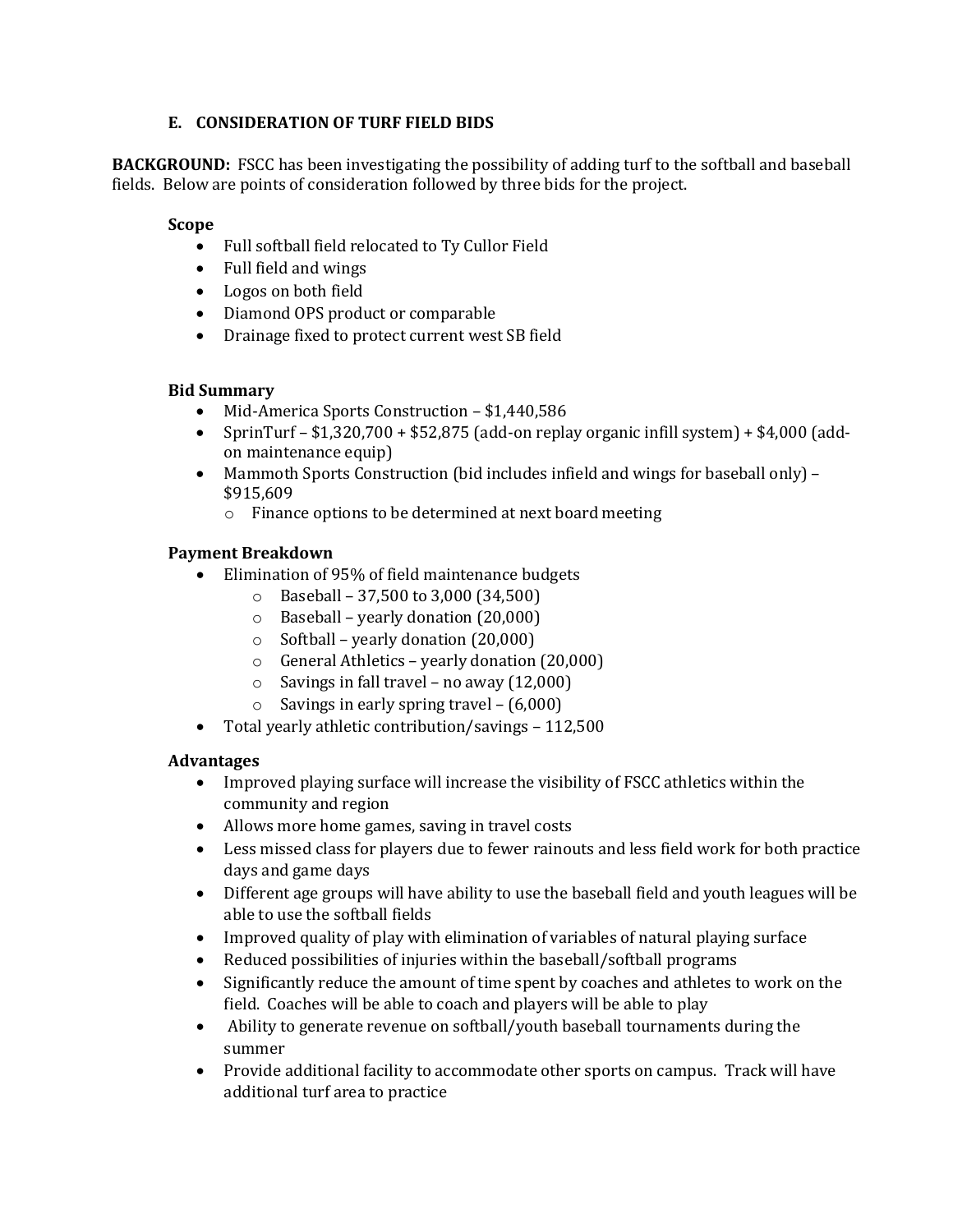### E. CONSIDERATION OF TURF FIELD BIDS

**BACKGROUND:** FSCC has been investigating the possibility of adding turf to the softball and baseball fields. Below are points of consideration followed by three bids for the project.

**Scope**

- Full softball field relocated to Ty Cullor Field
- Full field and wings
- Logos on both field
- Diamond OPS product or comparable
- Drainage fixed to protect current west SB field

**Bid Summary**

- Mid-America Sports Construction – $1,440,586
- SprinTurf – $1,320,700 + $52,875 (add-on replay organic infill system) + $4,000 (add-on maintenance equip)
- Mammoth Sports Construction (bid includes infield and wings for baseball only) – $915,609
  - Finance options to be determined at next board meeting

**Payment Breakdown**

- Elimination of 95% of field maintenance budgets
  - Baseball – 37,500 to 3,000 (34,500)
  - Baseball – yearly donation (20,000)
  - Softball – yearly donation (20,000)
  - General Athletics – yearly donation (20,000)
  - Savings in fall travel – no away (12,000)
  - Savings in early spring travel – (6,000)
- Total yearly athletic contribution/savings – 112,500

**Advantages**

- Improved playing surface will increase the visibility of FSCC athletics within the community and region
- Allows more home games, saving in travel costs
- Less missed class for players due to fewer rainouts and less field work for both practice days and game days
- Different age groups will have ability to use the baseball field and youth leagues will be able to use the softball fields
- Improved quality of play with elimination of variables of natural playing surface
- Reduced possibilities of injuries within the baseball/softball programs
- Significantly reduce the amount of time spent by coaches and athletes to work on the field. Coaches will be able to coach and players will be able to play
- Ability to generate revenue on softball/youth baseball tournaments during the summer
- Provide additional facility to accommodate other sports on campus. Track will have additional turf area to practice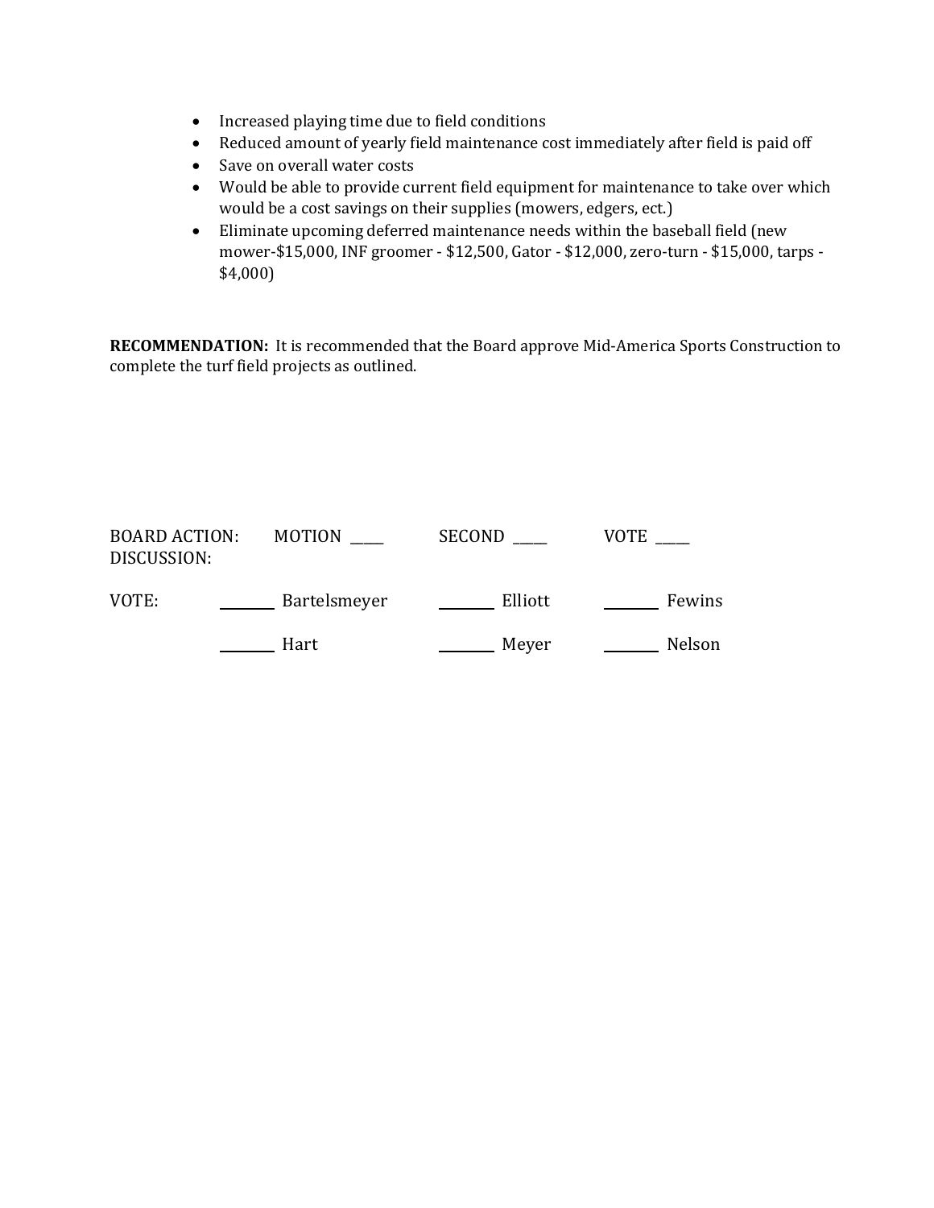- Increased playing time due to field conditions
- Reduced amount of yearly field maintenance cost immediately after field is paid off
- Save on overall water costs
- Would be able to provide current field equipment for maintenance to take over which would be a cost savings on their supplies (mowers, edgers, ect.)
- Eliminate upcoming deferred maintenance needs within the baseball field (new mower-$15,000, INF groomer - $12,500, Gator - $12,000, zero-turn - $15,000, tarps - $4,000)

**RECOMMENDATION:** It is recommended that the Board approve Mid-America Sports Construction to complete the turf field projects as outlined.

BOARD ACTION: MOTION _____ SECOND _____ VOTE _____

DISCUSSION:

VOTE: _______ Bartelsmeyer _______ Elliott _______ Fewins

_______ Hart _______ Meyer _______ Nelson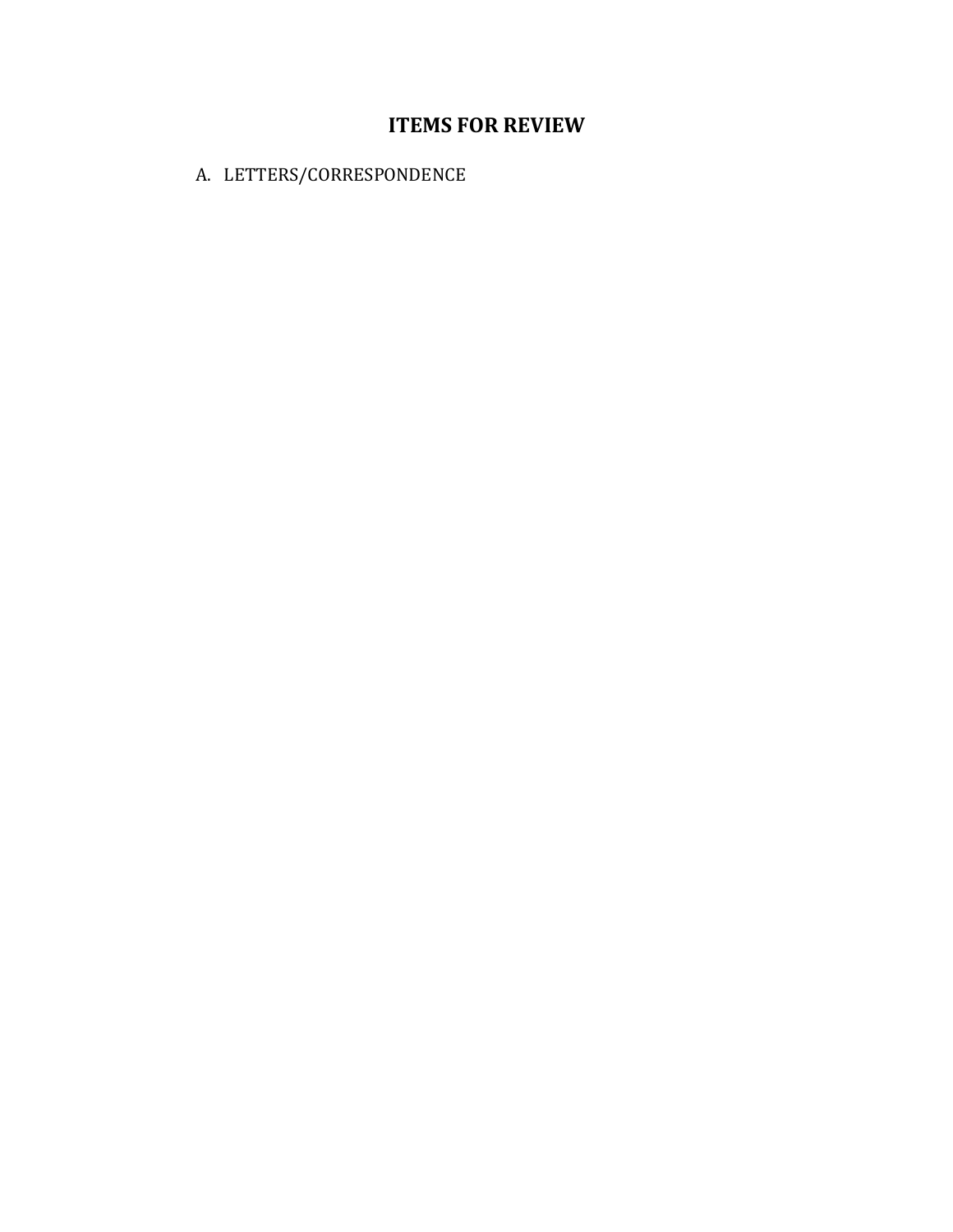# ITEMS FOR REVIEW

A. LETTERS/CORRESPONDENCE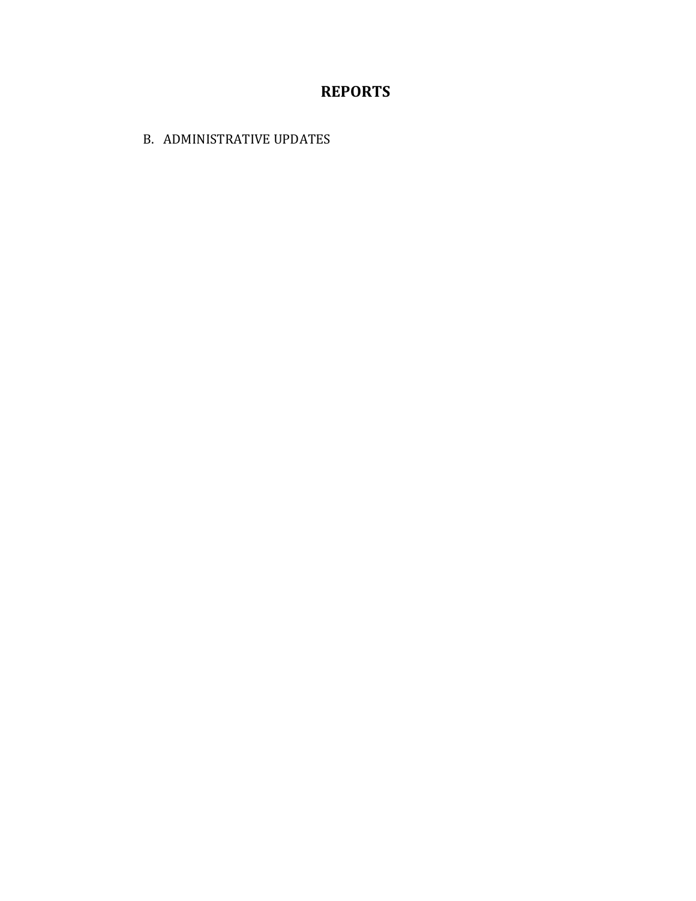# REPORTS

B. ADMINISTRATIVE UPDATES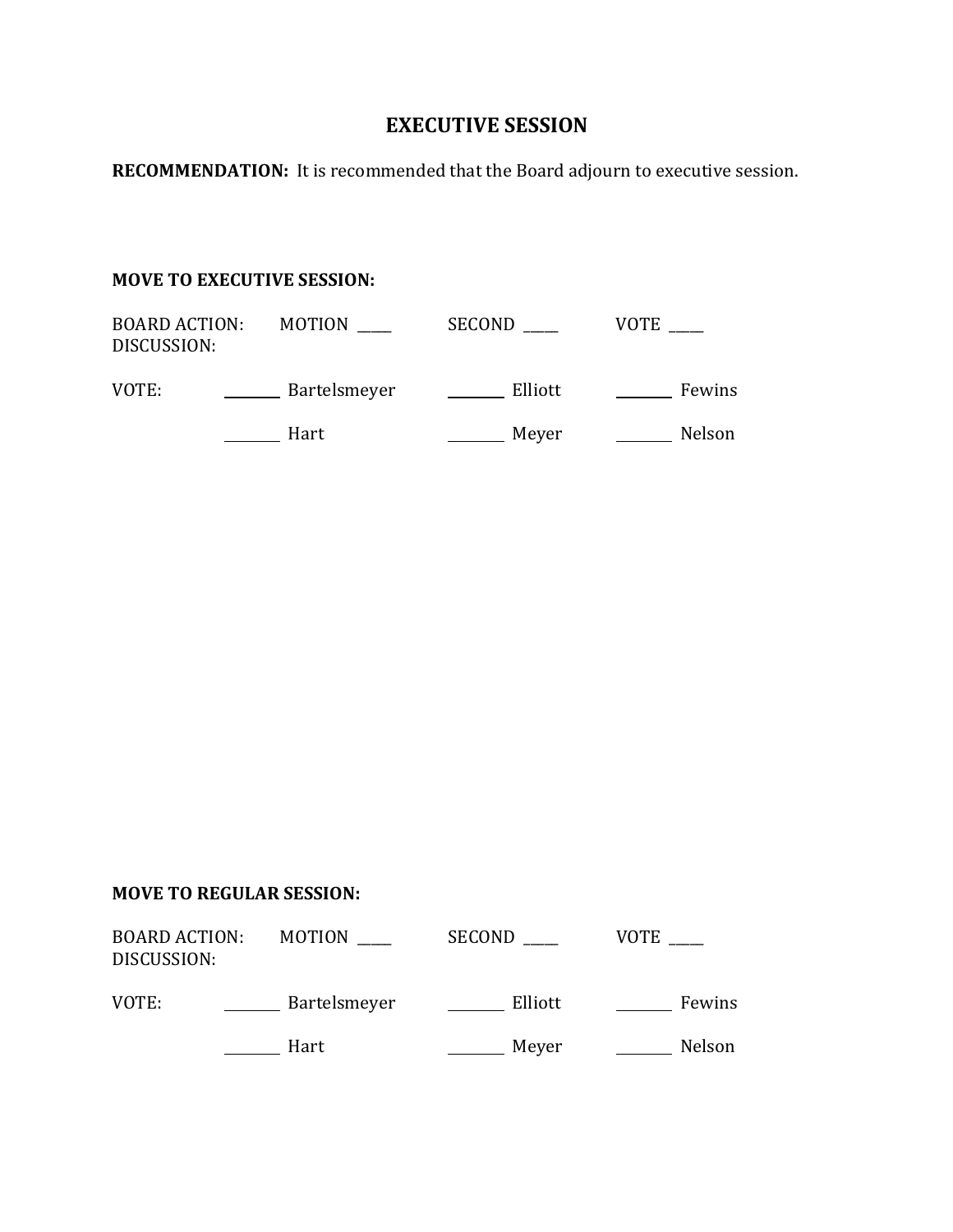# EXECUTIVE SESSION

**RECOMMENDATION:** It is recommended that the Board adjourn to executive session.

**MOVE TO EXECUTIVE SESSION:**

BOARD ACTION: MOTION _____ SECOND _____ VOTE _____
DISCUSSION:

VOTE: ________ Bartelsmeyer ________ Elliott ________ Fewins

________ Hart ________ Meyer ________ Nelson

**MOVE TO REGULAR SESSION:**

BOARD ACTION: MOTION _____ SECOND _____ VOTE _____
DISCUSSION:

VOTE: ________ Bartelsmeyer ________ Elliott ________ Fewins

________ Hart ________ Meyer ________ Nelson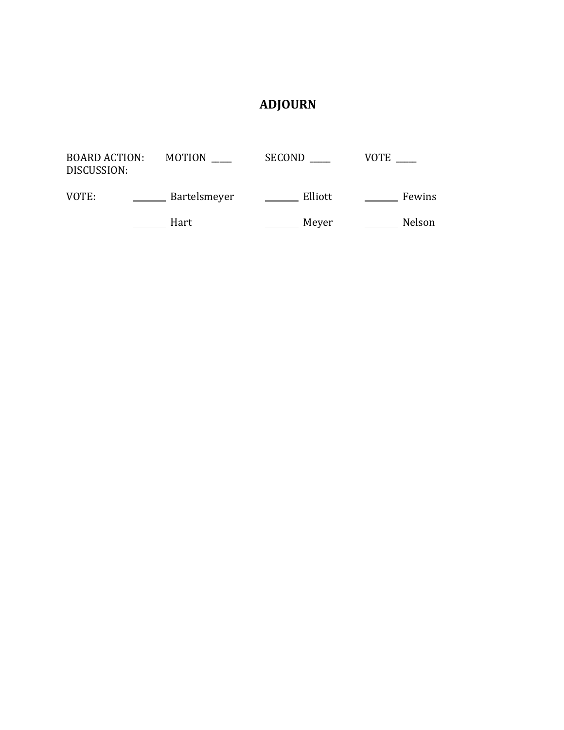## ADJOURN

BOARD ACTION: MOTION _____ SECOND _____ VOTE _____
DISCUSSION:

| | | | |
|---|---|---|---|
| VOTE: | _______ Bartelsmeyer | _______ Elliott | _______ Fewins |
| | _______ Hart | _______ Meyer | _______ Nelson |